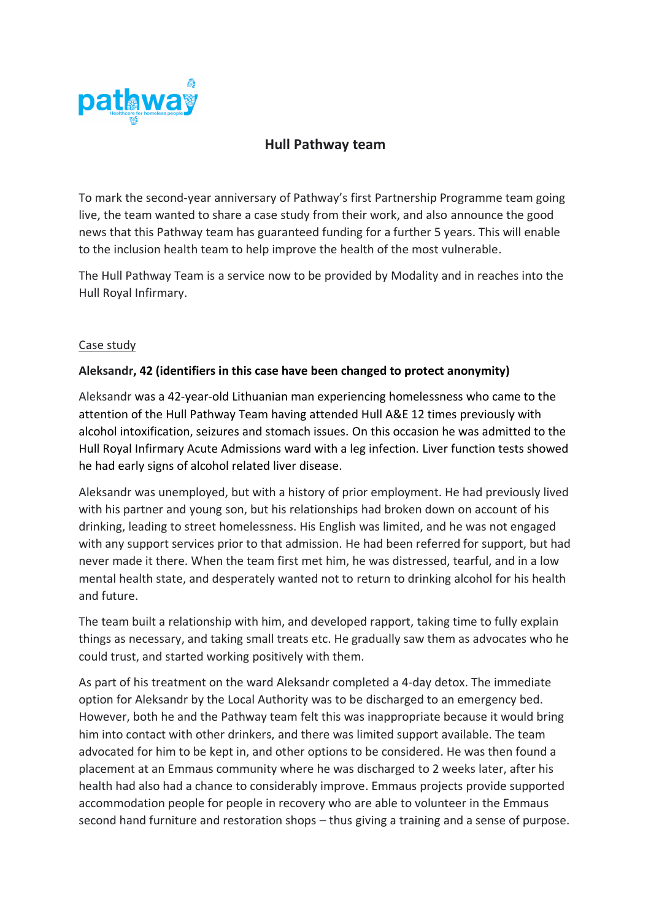# Hull Pathway team

To mark the second-year anniversary of Pathway's first Partnership Programme team going live, the team wanted to share a case study from their work, and also announce the good news that this Pathway team has guaranteed funding for a further 5 years. This will enable to the inclusion health team to help improve the health of the most vulnerable.

The Hull Pathway Team is a service now to be provided by Modality and in reaches into the Hull Royal Infirmary.

## Case study

**Aleksandr, 42 (identifiers in this case have been changed to protect anonymity)**

Aleksandr was a 42-year-old Lithuanian man experiencing homelessness who came to the attention of the Hull Pathway Team having attended Hull A&E 12 times previously with alcohol intoxification, seizures and stomach issues. On this occasion he was admitted to the Hull Royal Infirmary Acute Admissions ward with a leg infection. Liver function tests showed he had early signs of alcohol related liver disease.

Aleksandr was unemployed, but with a history of prior employment. He had previously lived with his partner and young son, but his relationships had broken down on account of his drinking, leading to street homelessness. His English was limited, and he was not engaged with any support services prior to that admission. He had been referred for support, but had never made it there. When the team first met him, he was distressed, tearful, and in a low mental health state, and desperately wanted not to return to drinking alcohol for his health and future.

The team built a relationship with him, and developed rapport, taking time to fully explain things as necessary, and taking small treats etc. He gradually saw them as advocates who he could trust, and started working positively with them.

As part of his treatment on the ward Aleksandr completed a 4-day detox. The immediate option for Aleksandr by the Local Authority was to be discharged to an emergency bed. However, both he and the Pathway team felt this was inappropriate because it would bring him into contact with other drinkers, and there was limited support available. The team advocated for him to be kept in, and other options to be considered. He was then found a placement at an Emmaus community where he was discharged to 2 weeks later, after his health had also had a chance to considerably improve. Emmaus projects provide supported accommodation people for people in recovery who are able to volunteer in the Emmaus second hand furniture and restoration shops – thus giving a training and a sense of purpose.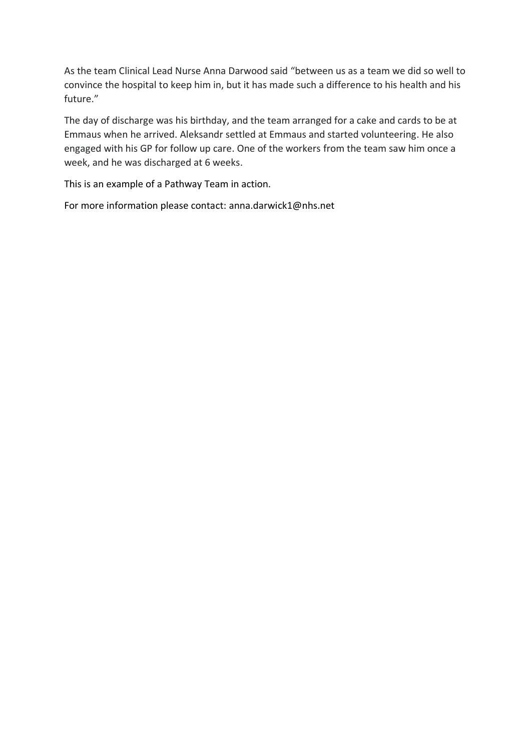As the team Clinical Lead Nurse Anna Darwood said "between us as a team we did so well to convince the hospital to keep him in, but it has made such a difference to his health and his future."

The day of discharge was his birthday, and the team arranged for a cake and cards to be at Emmaus when he arrived. Aleksandr settled at Emmaus and started volunteering. He also engaged with his GP for follow up care. One of the workers from the team saw him once a week, and he was discharged at 6 weeks.

This is an example of a Pathway Team in action.

For more information please contact: anna.darwick1@nhs.net